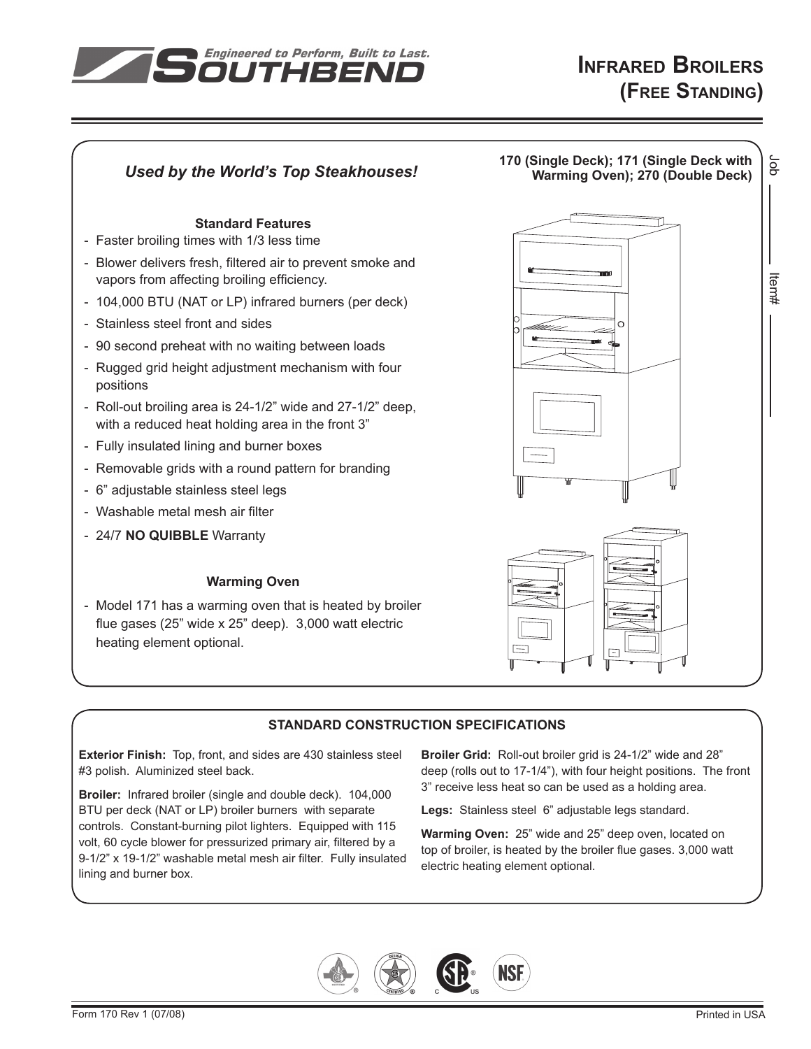# Infrared Broilers (Free Standing)

*Engineered to Perform, Built to Last.* SOUTHBEND

Job ______ Item# ______

## *Used by the World's Top Steakhouses!*

**170 (Single Deck); 171 (Single Deck with Warming Oven); 270 (Double Deck)**

### Standard Features

- Faster broiling times with 1/3 less time
- Blower delivers fresh, filtered air to prevent smoke and vapors from affecting broiling efficiency.
- 104,000 BTU (NAT or LP) infrared burners (per deck)
- Stainless steel front and sides
- 90 second preheat with no waiting between loads
- Rugged grid height adjustment mechanism with four positions
- Roll-out broiling area is 24-1/2" wide and 27-1/2" deep, with a reduced heat holding area in the front 3"
- Fully insulated lining and burner boxes
- Removable grids with a round pattern for branding
- 6" adjustable stainless steel legs
- Washable metal mesh air filter
- 24/7 **NO QUIBBLE** Warranty

### Warming Oven

- Model 171 has a warming oven that is heated by broiler flue gases (25" wide x 25" deep). 3,000 watt electric heating element optional.

## STANDARD CONSTRUCTION SPECIFICATIONS

**Exterior Finish:** Top, front, and sides are 430 stainless steel #3 polish. Aluminized steel back.

**Broiler:** Infrared broiler (single and double deck). 104,000 BTU per deck (NAT or LP) broiler burners with separate controls. Constant-burning pilot lighters. Equipped with 115 volt, 60 cycle blower for pressurized primary air, filtered by a 9-1/2" x 19-1/2" washable metal mesh air filter. Fully insulated lining and burner box.

**Broiler Grid:** Roll-out broiler grid is 24-1/2" wide and 28" deep (rolls out to 17-1/4"), with four height positions. The front 3" receive less heat so can be used as a holding area.

**Legs:** Stainless steel 6" adjustable legs standard.

**Warming Oven:** 25" wide and 25" deep oven, located on top of broiler, is heated by the broiler flue gases. 3,000 watt electric heating element optional.

Form 170 Rev 1 (07/08)

Printed in USA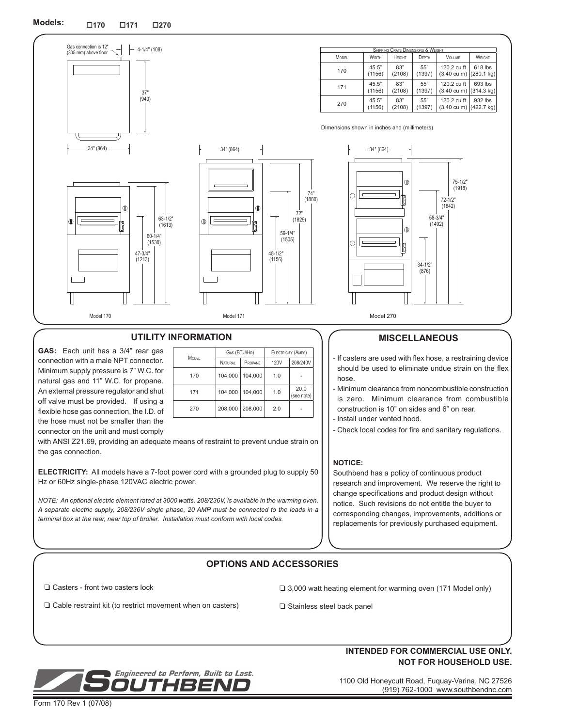**Models:** ☐170 ☐171 ☐270

Gas connection is 12" (305 mm) above floor.

4-1/4" (108)

37" (940)

34" (864)

63-1/2" (1613)

60-1/4" (1530)

47-3/4" (1213)

Model 170

34" (864)

74" (1880)

72" (1829)

59-1/4" (1505)

45-1/2" (1156)

Model 171

34" (864)

75-1/2" (1918)

72-1/2" (1842)

58-3/4" (1492)

34-1/2" (876)

Model 270

| Shipping Crate Dimensions & Weight | | | | | |
|---|---|---|---|---|---|
| Model | Width | Height | Depth | Volume | Weight |
| 170 | 45.5" (1156) | 83" (2108) | 55" (1397) | 120.2 cu ft (3.40 cu m) | 618 lbs (280.1 kg) |
| 171 | 45.5" (1156) | 83" (2108) | 55" (1397) | 120.2 cu ft (3.40 cu m) | 693 lbs (314.3 kg) |
| 270 | 45.5" (1156) | 83" (2108) | 55" (1397) | 120.2 cu ft (3.40 cu m) | 932 lbs (422.7 kg) |

DImensions shown in inches and (millimeters)

## UTILITY INFORMATION

**GAS:** Each unit has a 3/4" rear gas connection with a male NPT connector. Minimum supply pressure is 7" W.C. for natural gas and 11" W.C. for propane. An external pressure regulator and shut off valve must be provided. If using a flexible hose gas connection, the I.D. of the hose must not be smaller than the connector on the unit and must comply with ANSI Z21.69, providing an adequate means of restraint to prevent undue strain on the gas connection.

| Model | Gas (BTU/Hr) | | Electricity (Amps) | |
|---|---|---|---|---|
| | Natural | Propane | 120V | 208/240V |
| 170 | 104,000 | 104,000 | 1.0 | - |
| 171 | 104,000 | 104,000 | 1.0 | 20.0 (see note) |
| 270 | 208,000 | 208,000 | 2.0 | - |

**ELECTRICITY:** All models have a 7-foot power cord with a grounded plug to supply 50 Hz or 60Hz single-phase 120VAC electric power.

*NOTE: An optional electric element rated at 3000 watts, 208/236V, is available in the warming oven. A separate electric supply, 208/236V single phase, 20 AMP must be connected to the leads in a terminal box at the rear, near top of broiler. Installation must conform with local codes.*

## MISCELLANEOUS

- If casters are used with flex hose, a restraining device should be used to eliminate undue strain on the flex hose.
- Minimum clearance from noncombustible construction is zero. Minimum clearance from combustible construction is 10" on sides and 6" on rear.
- Install under vented hood.
- Check local codes for fire and sanitary regulations.

**NOTICE:**

Southbend has a policy of continuous product research and improvement. We reserve the right to change specifications and product design without notice. Such revisions do not entitle the buyer to corresponding changes, improvements, additions or replacements for previously purchased equipment.

## OPTIONS AND ACCESSORIES

- ❑ Casters - front two casters lock
- ❑ Cable restraint kit (to restrict movement when on casters)
- ❑ 3,000 watt heating element for warming oven (171 Model only)
- ❑ Stainless steel back panel

**INTENDED FOR COMMERCIAL USE ONLY.**
**NOT FOR HOUSEHOLD USE.**

SOUTHBEND — Engineered to Perform, Built to Last.

1100 Old Honeycutt Road, Fuquay-Varina, NC 27526
(919) 762-1000 www.southbendnc.com

Form 170 Rev 1 (07/08)